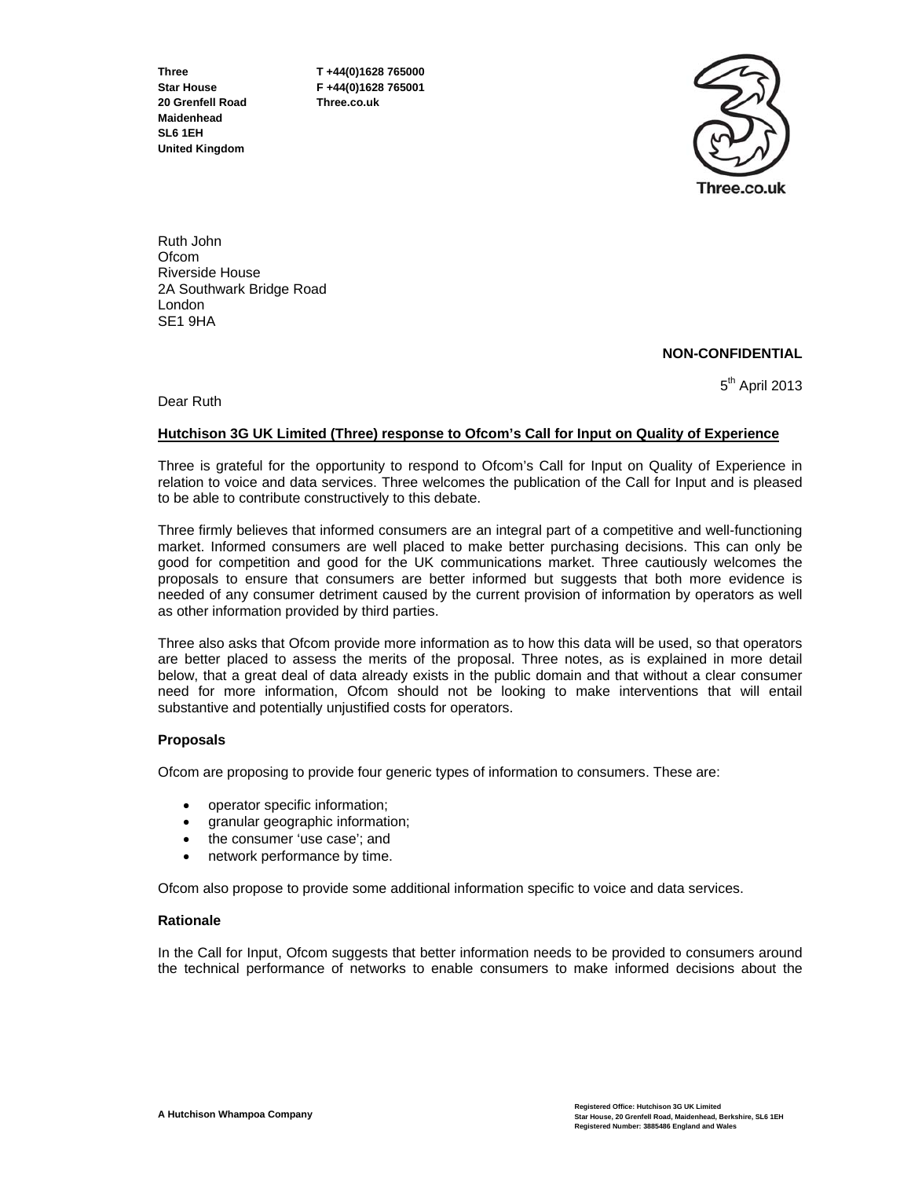**Three**
**Star House**
**20 Grenfell Road**
**Maidenhead**
**SL6 1EH**
**United Kingdom**

**T +44(0)1628 765000**
**F +44(0)1628 765001**
**Three.co.uk**

Three.co.uk

Ruth John
Ofcom
Riverside House
2A Southwark Bridge Road
London
SE1 9HA

**NON-CONFIDENTIAL**

5th April 2013

Dear Ruth

**Hutchison 3G UK Limited (Three) response to Ofcom's Call for Input on Quality of Experience**

Three is grateful for the opportunity to respond to Ofcom's Call for Input on Quality of Experience in relation to voice and data services. Three welcomes the publication of the Call for Input and is pleased to be able to contribute constructively to this debate.

Three firmly believes that informed consumers are an integral part of a competitive and well-functioning market. Informed consumers are well placed to make better purchasing decisions. This can only be good for competition and good for the UK communications market. Three cautiously welcomes the proposals to ensure that consumers are better informed but suggests that both more evidence is needed of any consumer detriment caused by the current provision of information by operators as well as other information provided by third parties.

Three also asks that Ofcom provide more information as to how this data will be used, so that operators are better placed to assess the merits of the proposal. Three notes, as is explained in more detail below, that a great deal of data already exists in the public domain and that without a clear consumer need for more information, Ofcom should not be looking to make interventions that will entail substantive and potentially unjustified costs for operators.

**Proposals**

Ofcom are proposing to provide four generic types of information to consumers. These are:

- operator specific information;
- granular geographic information;
- the consumer 'use case'; and
- network performance by time.

Ofcom also propose to provide some additional information specific to voice and data services.

**Rationale**

In the Call for Input, Ofcom suggests that better information needs to be provided to consumers around the technical performance of networks to enable consumers to make informed decisions about the

A Hutchison Whampoa Company

Registered Office: Hutchison 3G UK Limited
Star House, 20 Grenfell Road, Maidenhead, Berkshire, SL6 1EH
Registered Number: 3885486 England and Wales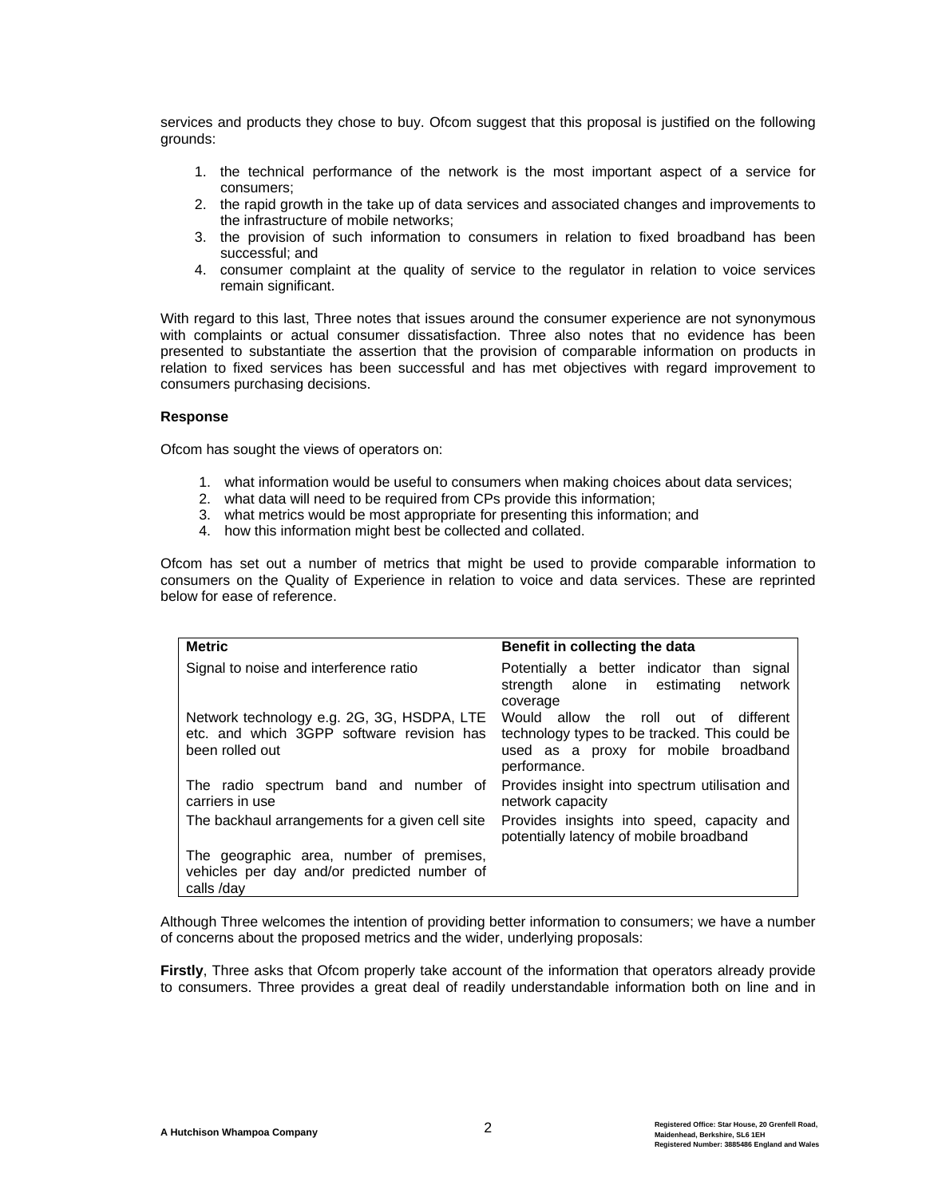services and products they chose to buy. Ofcom suggest that this proposal is justified on the following grounds:

1. the technical performance of the network is the most important aspect of a service for consumers;
2. the rapid growth in the take up of data services and associated changes and improvements to the infrastructure of mobile networks;
3. the provision of such information to consumers in relation to fixed broadband has been successful; and
4. consumer complaint at the quality of service to the regulator in relation to voice services remain significant.

With regard to this last, Three notes that issues around the consumer experience are not synonymous with complaints or actual consumer dissatisfaction. Three also notes that no evidence has been presented to substantiate the assertion that the provision of comparable information on products in relation to fixed services has been successful and has met objectives with regard improvement to consumers purchasing decisions.

**Response**

Ofcom has sought the views of operators on:

1. what information would be useful to consumers when making choices about data services;
2. what data will need to be required from CPs provide this information;
3. what metrics would be most appropriate for presenting this information; and
4. how this information might best be collected and collated.

Ofcom has set out a number of metrics that might be used to provide comparable information to consumers on the Quality of Experience in relation to voice and data services. These are reprinted below for ease of reference.

| Metric | Benefit in collecting the data |
|---|---|
| Signal to noise and interference ratio | Potentially a better indicator than signal strength alone in estimating network coverage |
| Network technology e.g. 2G, 3G, HSDPA, LTE etc. and which 3GPP software revision has been rolled out | Would allow the roll out of different technology types to be tracked. This could be used as a proxy for mobile broadband performance. |
| The radio spectrum band and number of carriers in use | Provides insight into spectrum utilisation and network capacity |
| The backhaul arrangements for a given cell site | Provides insights into speed, capacity and potentially latency of mobile broadband |
| The geographic area, number of premises, vehicles per day and/or predicted number of calls /day | |

Although Three welcomes the intention of providing better information to consumers; we have a number of concerns about the proposed metrics and the wider, underlying proposals:

**Firstly**, Three asks that Ofcom properly take account of the information that operators already provide to consumers. Three provides a great deal of readily understandable information both on line and in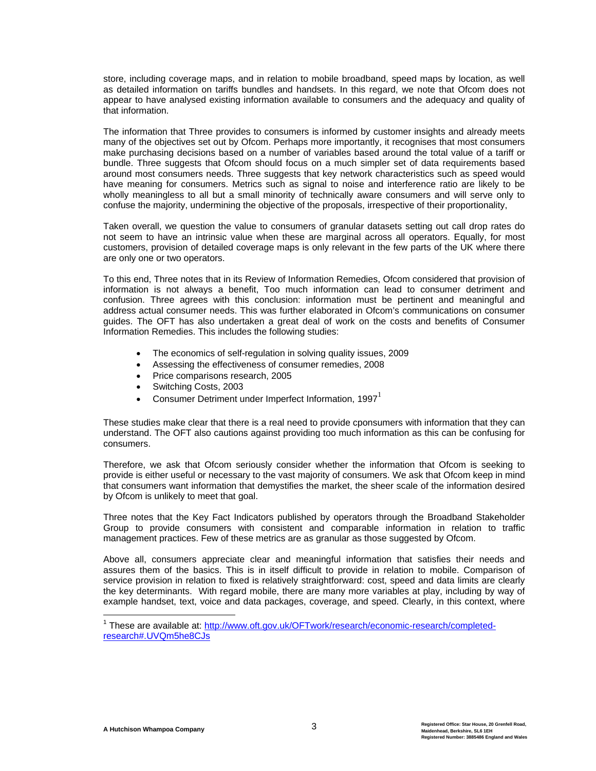store, including coverage maps, and in relation to mobile broadband, speed maps by location, as well as detailed information on tariffs bundles and handsets. In this regard, we note that Ofcom does not appear to have analysed existing information available to consumers and the adequacy and quality of that information.

The information that Three provides to consumers is informed by customer insights and already meets many of the objectives set out by Ofcom. Perhaps more importantly, it recognises that most consumers make purchasing decisions based on a number of variables based around the total value of a tariff or bundle. Three suggests that Ofcom should focus on a much simpler set of data requirements based around most consumers needs. Three suggests that key network characteristics such as speed would have meaning for consumers. Metrics such as signal to noise and interference ratio are likely to be wholly meaningless to all but a small minority of technically aware consumers and will serve only to confuse the majority, undermining the objective of the proposals, irrespective of their proportionality,

Taken overall, we question the value to consumers of granular datasets setting out call drop rates do not seem to have an intrinsic value when these are marginal across all operators. Equally, for most customers, provision of detailed coverage maps is only relevant in the few parts of the UK where there are only one or two operators.

To this end, Three notes that in its Review of Information Remedies, Ofcom considered that provision of information is not always a benefit, Too much information can lead to consumer detriment and confusion. Three agrees with this conclusion: information must be pertinent and meaningful and address actual consumer needs. This was further elaborated in Ofcom's communications on consumer guides. The OFT has also undertaken a great deal of work on the costs and benefits of Consumer Information Remedies. This includes the following studies:

- The economics of self-regulation in solving quality issues, 2009
- Assessing the effectiveness of consumer remedies, 2008
- Price comparisons research, 2005
- Switching Costs, 2003
- Consumer Detriment under Imperfect Information, 1997[1]

These studies make clear that there is a real need to provide cponsumers with information that they can understand. The OFT also cautions against providing too much information as this can be confusing for consumers.

Therefore, we ask that Ofcom seriously consider whether the information that Ofcom is seeking to provide is either useful or necessary to the vast majority of consumers. We ask that Ofcom keep in mind that consumers want information that demystifies the market, the sheer scale of the information desired by Ofcom is unlikely to meet that goal.

Three notes that the Key Fact Indicators published by operators through the Broadband Stakeholder Group to provide consumers with consistent and comparable information in relation to traffic management practices. Few of these metrics are as granular as those suggested by Ofcom.

Above all, consumers appreciate clear and meaningful information that satisfies their needs and assures them of the basics. This is in itself difficult to provide in relation to mobile. Comparison of service provision in relation to fixed is relatively straightforward: cost, speed and data limits are clearly the key determinants. With regard mobile, there are many more variables at play, including by way of example handset, text, voice and data packages, coverage, and speed. Clearly, in this context, where

[1] These are available at: http://www.oft.gov.uk/OFTwork/research/economic-research/completed-research#.UVQm5he8CJs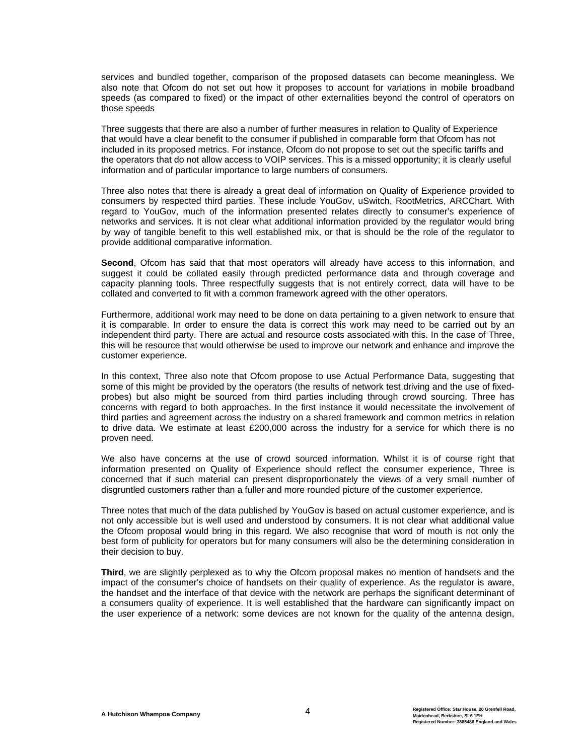services and bundled together, comparison of the proposed datasets can become meaningless. We also note that Ofcom do not set out how it proposes to account for variations in mobile broadband speeds (as compared to fixed) or the impact of other externalities beyond the control of operators on those speeds

Three suggests that there are also a number of further measures in relation to Quality of Experience that would have a clear benefit to the consumer if published in comparable form that Ofcom has not included in its proposed metrics. For instance, Ofcom do not propose to set out the specific tariffs and the operators that do not allow access to VOIP services. This is a missed opportunity; it is clearly useful information and of particular importance to large numbers of consumers.

Three also notes that there is already a great deal of information on Quality of Experience provided to consumers by respected third parties. These include YouGov, uSwitch, RootMetrics, ARCChart. With regard to YouGov, much of the information presented relates directly to consumer's experience of networks and services. It is not clear what additional information provided by the regulator would bring by way of tangible benefit to this well established mix, or that is should be the role of the regulator to provide additional comparative information.

**Second**, Ofcom has said that that most operators will already have access to this information, and suggest it could be collated easily through predicted performance data and through coverage and capacity planning tools. Three respectfully suggests that is not entirely correct, data will have to be collated and converted to fit with a common framework agreed with the other operators.

Furthermore, additional work may need to be done on data pertaining to a given network to ensure that it is comparable. In order to ensure the data is correct this work may need to be carried out by an independent third party. There are actual and resource costs associated with this. In the case of Three, this will be resource that would otherwise be used to improve our network and enhance and improve the customer experience.

In this context, Three also note that Ofcom propose to use Actual Performance Data, suggesting that some of this might be provided by the operators (the results of network test driving and the use of fixed-probes) but also might be sourced from third parties including through crowd sourcing. Three has concerns with regard to both approaches. In the first instance it would necessitate the involvement of third parties and agreement across the industry on a shared framework and common metrics in relation to drive data. We estimate at least £200,000 across the industry for a service for which there is no proven need.

We also have concerns at the use of crowd sourced information. Whilst it is of course right that information presented on Quality of Experience should reflect the consumer experience, Three is concerned that if such material can present disproportionately the views of a very small number of disgruntled customers rather than a fuller and more rounded picture of the customer experience.

Three notes that much of the data published by YouGov is based on actual customer experience, and is not only accessible but is well used and understood by consumers. It is not clear what additional value the Ofcom proposal would bring in this regard. We also recognise that word of mouth is not only the best form of publicity for operators but for many consumers will also be the determining consideration in their decision to buy.

**Third**, we are slightly perplexed as to why the Ofcom proposal makes no mention of handsets and the impact of the consumer's choice of handsets on their quality of experience. As the regulator is aware, the handset and the interface of that device with the network are perhaps the significant determinant of a consumers quality of experience. It is well established that the hardware can significantly impact on the user experience of a network: some devices are not known for the quality of the antenna design,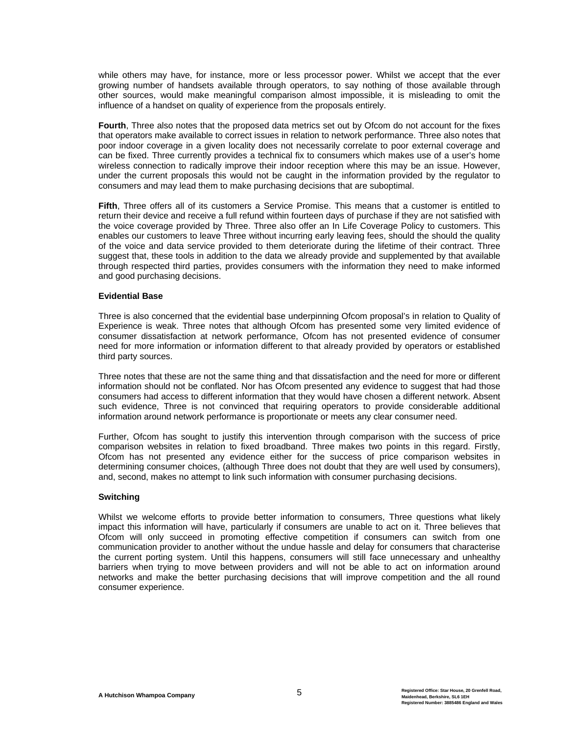while others may have, for instance, more or less processor power. Whilst we accept that the ever growing number of handsets available through operators, to say nothing of those available through other sources, would make meaningful comparison almost impossible, it is misleading to omit the influence of a handset on quality of experience from the proposals entirely.

**Fourth**, Three also notes that the proposed data metrics set out by Ofcom do not account for the fixes that operators make available to correct issues in relation to network performance. Three also notes that poor indoor coverage in a given locality does not necessarily correlate to poor external coverage and can be fixed. Three currently provides a technical fix to consumers which makes use of a user's home wireless connection to radically improve their indoor reception where this may be an issue. However, under the current proposals this would not be caught in the information provided by the regulator to consumers and may lead them to make purchasing decisions that are suboptimal.

**Fifth**, Three offers all of its customers a Service Promise. This means that a customer is entitled to return their device and receive a full refund within fourteen days of purchase if they are not satisfied with the voice coverage provided by Three. Three also offer an In Life Coverage Policy to customers. This enables our customers to leave Three without incurring early leaving fees, should the should the quality of the voice and data service provided to them deteriorate during the lifetime of their contract. Three suggest that, these tools in addition to the data we already provide and supplemented by that available through respected third parties, provides consumers with the information they need to make informed and good purchasing decisions.

**Evidential Base**

Three is also concerned that the evidential base underpinning Ofcom proposal's in relation to Quality of Experience is weak. Three notes that although Ofcom has presented some very limited evidence of consumer dissatisfaction at network performance, Ofcom has not presented evidence of consumer need for more information or information different to that already provided by operators or established third party sources.

Three notes that these are not the same thing and that dissatisfaction and the need for more or different information should not be conflated. Nor has Ofcom presented any evidence to suggest that had those consumers had access to different information that they would have chosen a different network. Absent such evidence, Three is not convinced that requiring operators to provide considerable additional information around network performance is proportionate or meets any clear consumer need.

Further, Ofcom has sought to justify this intervention through comparison with the success of price comparison websites in relation to fixed broadband. Three makes two points in this regard. Firstly, Ofcom has not presented any evidence either for the success of price comparison websites in determining consumer choices, (although Three does not doubt that they are well used by consumers), and, second, makes no attempt to link such information with consumer purchasing decisions.

**Switching**

Whilst we welcome efforts to provide better information to consumers, Three questions what likely impact this information will have, particularly if consumers are unable to act on it. Three believes that Ofcom will only succeed in promoting effective competition if consumers can switch from one communication provider to another without the undue hassle and delay for consumers that characterise the current porting system. Until this happens, consumers will still face unnecessary and unhealthy barriers when trying to move between providers and will not be able to act on information around networks and make the better purchasing decisions that will improve competition and the all round consumer experience.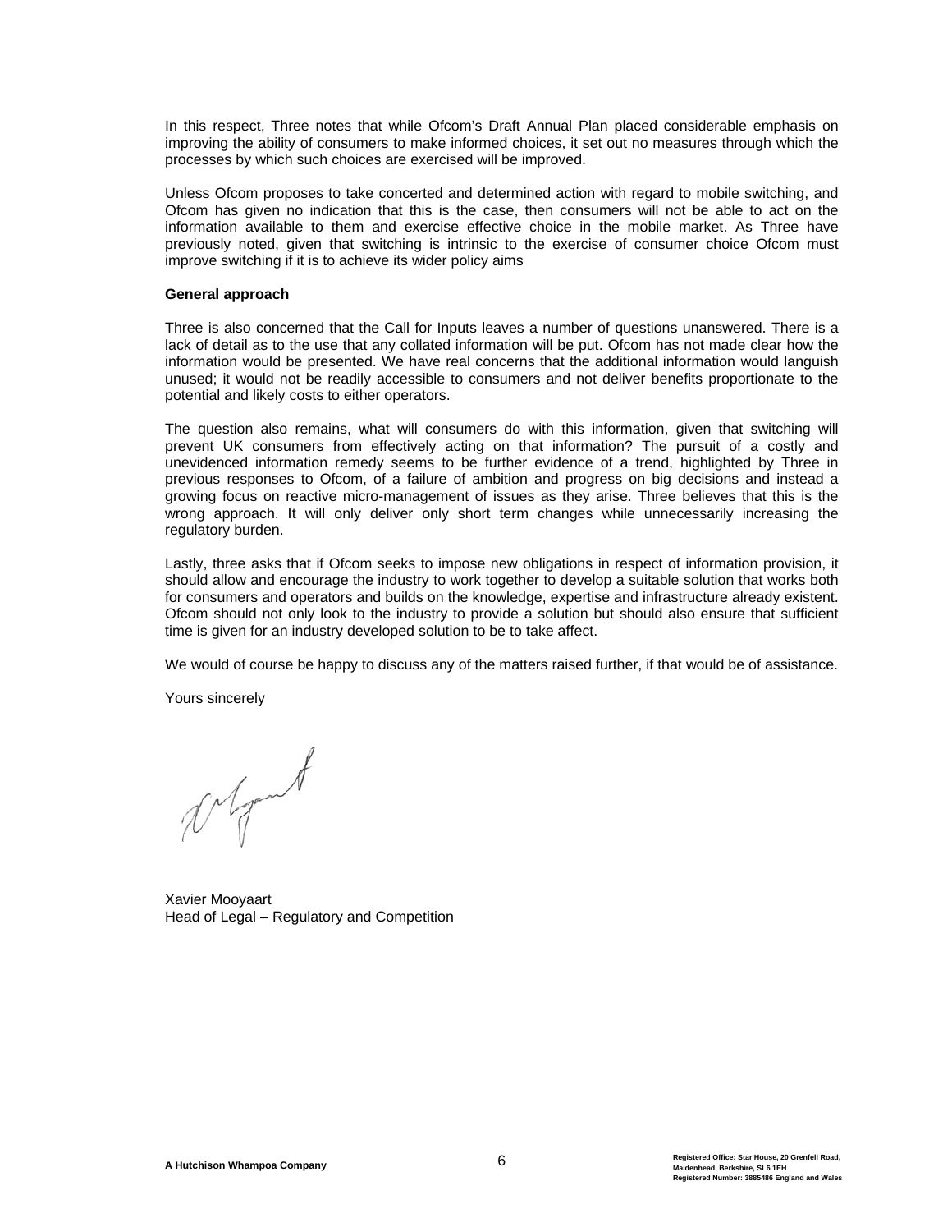In this respect, Three notes that while Ofcom's Draft Annual Plan placed considerable emphasis on improving the ability of consumers to make informed choices, it set out no measures through which the processes by which such choices are exercised will be improved.

Unless Ofcom proposes to take concerted and determined action with regard to mobile switching, and Ofcom has given no indication that this is the case, then consumers will not be able to act on the information available to them and exercise effective choice in the mobile market. As Three have previously noted, given that switching is intrinsic to the exercise of consumer choice Ofcom must improve switching if it is to achieve its wider policy aims

**General approach**

Three is also concerned that the Call for Inputs leaves a number of questions unanswered. There is a lack of detail as to the use that any collated information will be put. Ofcom has not made clear how the information would be presented. We have real concerns that the additional information would languish unused; it would not be readily accessible to consumers and not deliver benefits proportionate to the potential and likely costs to either operators.

The question also remains, what will consumers do with this information, given that switching will prevent UK consumers from effectively acting on that information? The pursuit of a costly and unevidenced information remedy seems to be further evidence of a trend, highlighted by Three in previous responses to Ofcom, of a failure of ambition and progress on big decisions and instead a growing focus on reactive micro-management of issues as they arise. Three believes that this is the wrong approach. It will only deliver only short term changes while unnecessarily increasing the regulatory burden.

Lastly, three asks that if Ofcom seeks to impose new obligations in respect of information provision, it should allow and encourage the industry to work together to develop a suitable solution that works both for consumers and operators and builds on the knowledge, expertise and infrastructure already existent. Ofcom should not only look to the industry to provide a solution but should also ensure that sufficient time is given for an industry developed solution to be to take affect.

We would of course be happy to discuss any of the matters raised further, if that would be of assistance.

Yours sincerely

Xavier Mooyaart
Head of Legal – Regulatory and Competition

A Hutchison Whampoa Company

Registered Office: Star House, 20 Grenfell Road, Maidenhead, Berkshire, SL6 1EH
Registered Number: 3885486 England and Wales